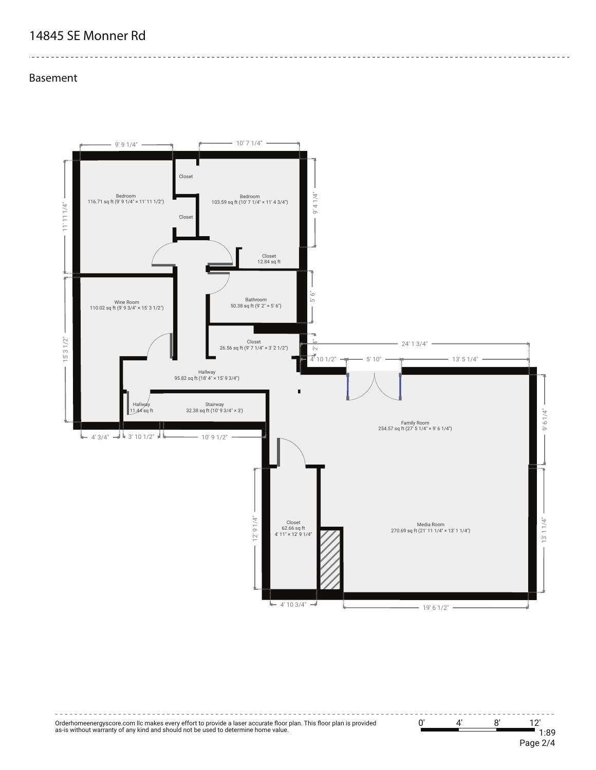# 14845 SE Monner Rd

## Basement

Bedroom
116.71 sq ft (9' 9 1/4" × 11' 11 1/2")

Bedroom
103.59 sq ft (10' 7 1/4" × 11' 4 3/4")

Closet

Closet

Closet
12.84 sq ft

Wine Room
110.02 sq ft (9' 9 3/4" × 15' 3 1/2")

Bathroom
50.38 sq ft (9' 2" × 5' 6")

Closet
26.56 sq ft (9' 7 1/4" × 3' 2 1/2")

Hallway
95.82 sq ft (18' 4" × 15' 9 3/4")

Hallway
11.44 sq ft

Stairway
32.38 sq ft (10' 9 3/4" × 3')

Family Room
254.57 sq ft (27' 5 1/4" × 9' 6 1/4")

Closet
62.66 sq ft
4' 11" × 12' 9 1/4"

Media Room
270.69 sq ft (21' 11 1/4" × 13' 1 1/4")

Dimensions: 9' 9 1/4", 10' 7 1/4", 11' 11 1/4", 9' 4 1/4", 5' 6", 15' 3 1/2", 2' 4", 24' 1 3/4", 4' 10 1/2", 5' 10", 13' 5 1/4", 9' 6 1/4", 4' 3/4", 3' 10 1/2", 10' 9 1/2", 12' 9 1/4", 13' 1 1/4", 4' 10 3/4", 19' 6 1/2"

Orderhomeenergyscore.com llc makes every effort to provide a laser accurate floor plan. This floor plan is provided as-is without warranty of any kind and should not be used to determine home value.

0' 4' 8' 12'
1:89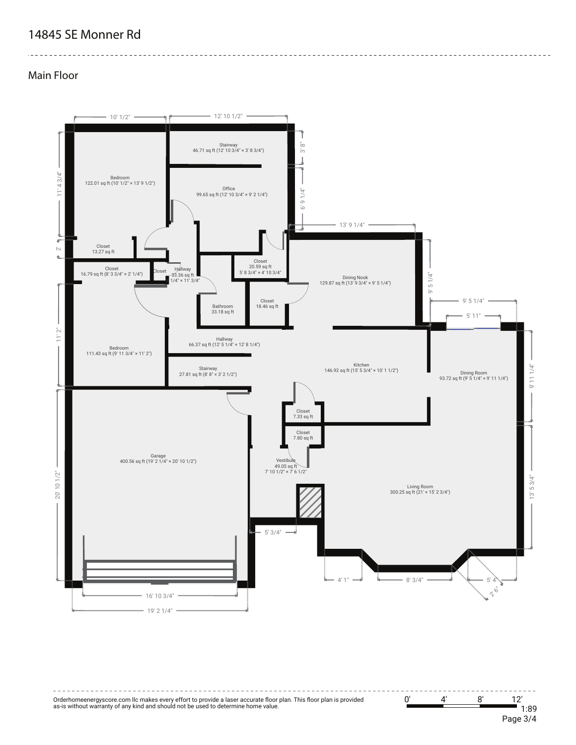# 14845 SE Monner Rd

## Main Floor

- Bedroom — 122.01 sq ft (10' 1/2" × 13' 9 1/2")
- Stairway — 46.71 sq ft (12' 10 3/4" × 3' 8 3/4")
- Office — 99.65 sq ft (12' 10 3/4" × 9' 2 1/4")
- Closet — 13.27 sq ft
- Closet — 16.79 sq ft (8' 3 3/4" × 2' 1/4")
- Closet
- Hallway — 33.36 sq ft (1/4" × 11' 3/4")
- Closet — 20.59 sq ft (5' 8 3/4" × 4' 10 3/4")
- Dining Nook — 129.87 sq ft (13' 9 3/4" × 9' 5 1/4")
- Bathroom — 33.18 sq ft
- Closet — 18.46 sq ft
- Hallway — 66.37 sq ft (12' 5 1/4" × 12' 8 1/4")
- Bedroom — 111.43 sq ft (9' 11 3/4" × 11' 2")
- Stairway — 27.81 sq ft (8' 8" × 3' 2 1/2")
- Kitchen — 146.92 sq ft (15' 5 3/4" × 10' 1 1/2")
- Dining Room — 93.72 sq ft (9' 5 1/4" × 9' 11 1/4")
- Closet — 7.33 sq ft
- Closet — 7.80 sq ft
- Garage — 400.56 sq ft (19' 2 1/4" × 20' 10 1/2")
- Vestibule — 49.05 sq ft (7' 10 1/2" × 7' 6 1/2")
- Living Room — 300.25 sq ft (21' × 15' 2 3/4")

Dimensions: 10' 1/2", 12' 10 1/2", 11' 4 3/4", 2', 3' 8", 6' 9 1/4", 13' 9 1/4", 9' 5 1/4", 9' 5 1/4", 5' 11", 11' 2", 9' 11 1/4", 20' 10 1/2", 13' 5 3/4", 5' 3/4", 4' 1", 8' 3/4", 5' 4", 2' 6", 16' 10 3/4", 19' 2 1/4"

Orderhomeenergyscore.com llc makes every effort to provide a laser accurate floor plan. This floor plan is provided as-is without warranty of any kind and should not be used to determine home value.

Scale: 0' 4' 8' 12' — 1:89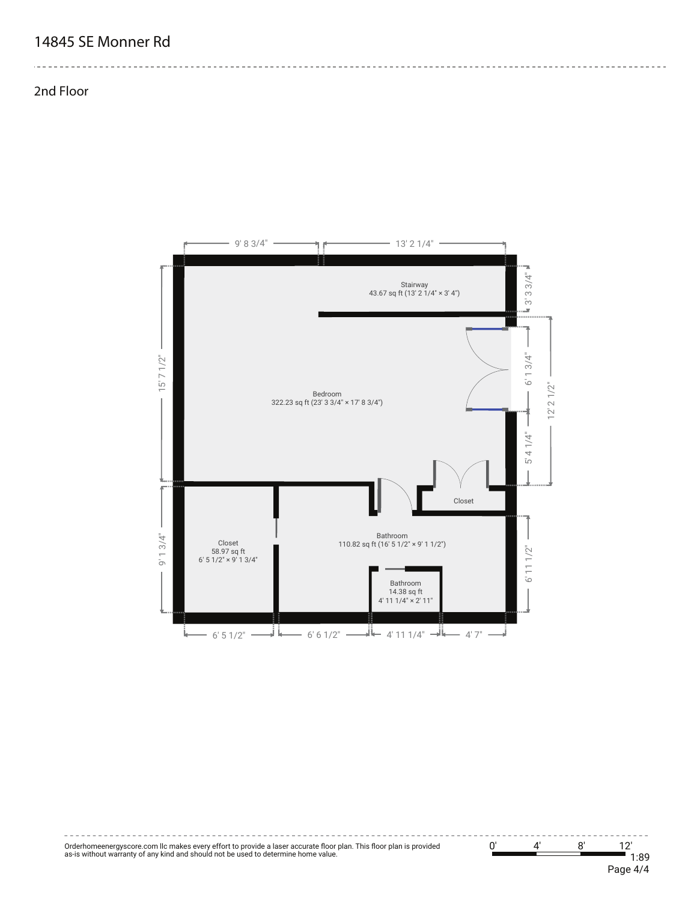# 14845 SE Monner Rd

## 2nd Floor

9' 8 3/4"
13' 2 1/4"

Stairway
43.67 sq ft (13' 2 1/4" × 3' 4")

3' 3 3/4"

15' 7 1/2"

Bedroom
322.23 sq ft (23' 3 3/4" × 17' 8 3/4")

6' 1 3/4"
12' 2 1/2"
5' 4 1/4"

Closet

Closet
58.97 sq ft
6' 5 1/2" × 9' 1 3/4"

Bathroom
110.82 sq ft (16' 5 1/2" × 9' 1 1/2")

Bathroom
14.38 sq ft
4' 11 1/4" × 2' 11"

9' 1 3/4"
6' 11 1/2"

6' 5 1/2"
6' 6 1/2"
4' 11 1/4"
4' 7"

Orderhomeenergyscore.com llc makes every effort to provide a laser accurate floor plan. This floor plan is provided as-is without warranty of any kind and should not be used to determine home value.

0' 4' 8' 12'
1:89